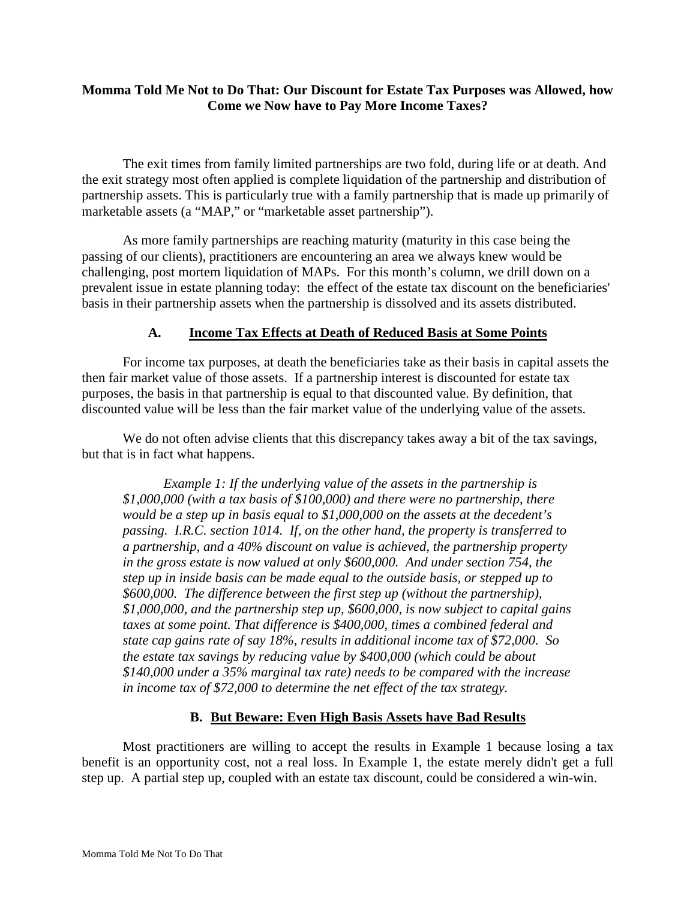**Momma Told Me Not to Do That: Our Discount for Estate Tax Purposes was Allowed, how Come we Now have to Pay More Income Taxes?**

The exit times from family limited partnerships are two fold, during life or at death. And the exit strategy most often applied is complete liquidation of the partnership and distribution of partnership assets. This is particularly true with a family partnership that is made up primarily of marketable assets (a "MAP," or "marketable asset partnership").

As more family partnerships are reaching maturity (maturity in this case being the passing of our clients), practitioners are encountering an area we always knew would be challenging, post mortem liquidation of MAPs. For this month's column, we drill down on a prevalent issue in estate planning today: the effect of the estate tax discount on the beneficiaries' basis in their partnership assets when the partnership is dissolved and its assets distributed.

## A. <u>Income Tax Effects at Death of Reduced Basis at Some Points</u>

For income tax purposes, at death the beneficiaries take as their basis in capital assets the then fair market value of those assets. If a partnership interest is discounted for estate tax purposes, the basis in that partnership is equal to that discounted value. By definition, that discounted value will be less than the fair market value of the underlying value of the assets.

We do not often advise clients that this discrepancy takes away a bit of the tax savings, but that is in fact what happens.

> *Example 1: If the underlying value of the assets in the partnership is $1,000,000 (with a tax basis of $100,000) and there were no partnership, there would be a step up in basis equal to $1,000,000 on the assets at the decedent's passing. I.R.C. section 1014. If, on the other hand, the property is transferred to a partnership, and a 40% discount on value is achieved, the partnership property in the gross estate is now valued at only $600,000. And under section 754, the step up in inside basis can be made equal to the outside basis, or stepped up to $600,000. The difference between the first step up (without the partnership), $1,000,000, and the partnership step up, $600,000, is now subject to capital gains taxes at some point. That difference is $400,000, times a combined federal and state cap gains rate of say 18%, results in additional income tax of $72,000. So the estate tax savings by reducing value by $400,000 (which could be about $140,000 under a 35% marginal tax rate) needs to be compared with the increase in income tax of $72,000 to determine the net effect of the tax strategy.*

## B. <u>But Beware: Even High Basis Assets have Bad Results</u>

Most practitioners are willing to accept the results in Example 1 because losing a tax benefit is an opportunity cost, not a real loss. In Example 1, the estate merely didn't get a full step up. A partial step up, coupled with an estate tax discount, could be considered a win-win.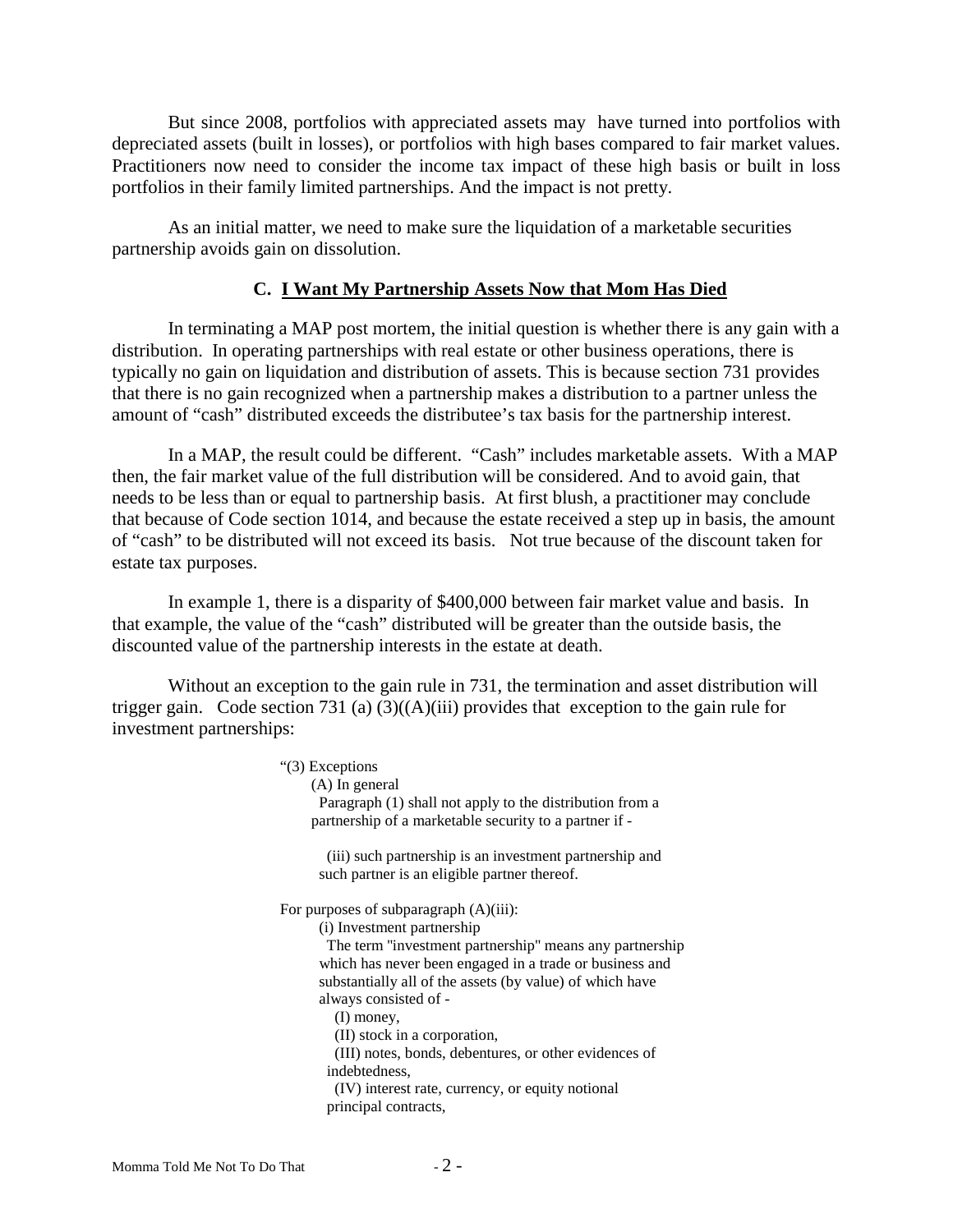But since 2008, portfolios with appreciated assets may have turned into portfolios with depreciated assets (built in losses), or portfolios with high bases compared to fair market values. Practitioners now need to consider the income tax impact of these high basis or built in loss portfolios in their family limited partnerships. And the impact is not pretty.

As an initial matter, we need to make sure the liquidation of a marketable securities partnership avoids gain on dissolution.

### C. I Want My Partnership Assets Now that Mom Has Died

In terminating a MAP post mortem, the initial question is whether there is any gain with a distribution. In operating partnerships with real estate or other business operations, there is typically no gain on liquidation and distribution of assets. This is because section 731 provides that there is no gain recognized when a partnership makes a distribution to a partner unless the amount of "cash" distributed exceeds the distributee's tax basis for the partnership interest.

In a MAP, the result could be different. "Cash" includes marketable assets. With a MAP then, the fair market value of the full distribution will be considered. And to avoid gain, that needs to be less than or equal to partnership basis. At first blush, a practitioner may conclude that because of Code section 1014, and because the estate received a step up in basis, the amount of "cash" to be distributed will not exceed its basis. Not true because of the discount taken for estate tax purposes.

In example 1, there is a disparity of $400,000 between fair market value and basis. In that example, the value of the "cash" distributed will be greater than the outside basis, the discounted value of the partnership interests in the estate at death.

Without an exception to the gain rule in 731, the termination and asset distribution will trigger gain. Code section 731 (a) (3)((A)(iii) provides that exception to the gain rule for investment partnerships:

> "(3) Exceptions
>
> (A) In general
>
> Paragraph (1) shall not apply to the distribution from a partnership of a marketable security to a partner if -
>
> (iii) such partnership is an investment partnership and such partner is an eligible partner thereof.
>
> For purposes of subparagraph (A)(iii):
>
> (i) Investment partnership
>
> The term "investment partnership" means any partnership which has never been engaged in a trade or business and substantially all of the assets (by value) of which have always consisted of -
>
> (I) money,
>
> (II) stock in a corporation,
>
> (III) notes, bonds, debentures, or other evidences of indebtedness,
>
> (IV) interest rate, currency, or equity notional principal contracts,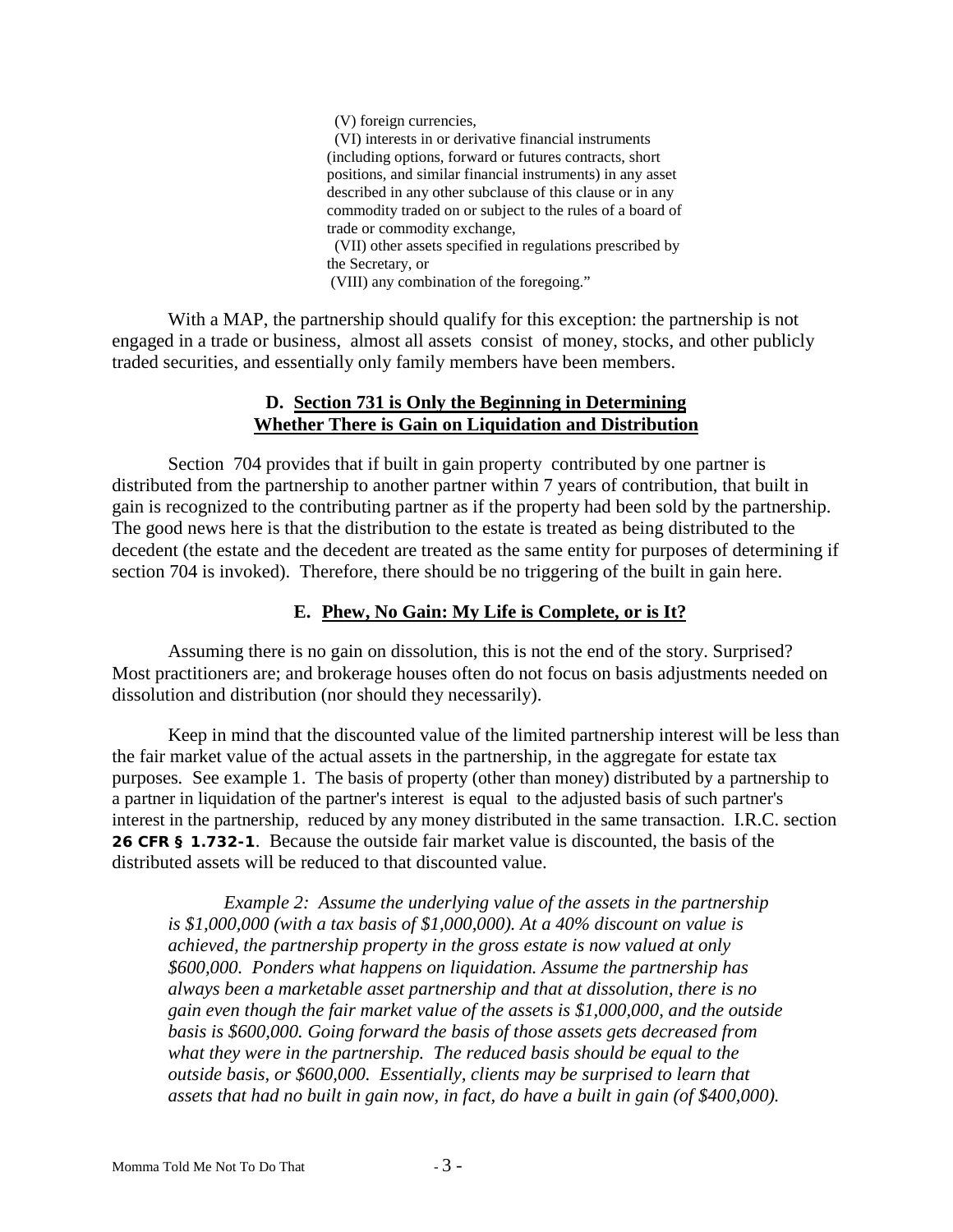> (V) foreign currencies,
> (VI) interests in or derivative financial instruments (including options, forward or futures contracts, short positions, and similar financial instruments) in any asset described in any other subclause of this clause or in any commodity traded on or subject to the rules of a board of trade or commodity exchange,
> (VII) other assets specified in regulations prescribed by the Secretary, or
> (VIII) any combination of the foregoing."

With a MAP, the partnership should qualify for this exception: the partnership is not engaged in a trade or business, almost all assets consist of money, stocks, and other publicly traded securities, and essentially only family members have been members.

### D. Section 731 is Only the Beginning in Determining Whether There is Gain on Liquidation and Distribution

Section 704 provides that if built in gain property contributed by one partner is distributed from the partnership to another partner within 7 years of contribution, that built in gain is recognized to the contributing partner as if the property had been sold by the partnership. The good news here is that the distribution to the estate is treated as being distributed to the decedent (the estate and the decedent are treated as the same entity for purposes of determining if section 704 is invoked). Therefore, there should be no triggering of the built in gain here.

### E. Phew, No Gain: My Life is Complete, or is It?

Assuming there is no gain on dissolution, this is not the end of the story. Surprised? Most practitioners are; and brokerage houses often do not focus on basis adjustments needed on dissolution and distribution (nor should they necessarily).

Keep in mind that the discounted value of the limited partnership interest will be less than the fair market value of the actual assets in the partnership, in the aggregate for estate tax purposes. See example 1. The basis of property (other than money) distributed by a partnership to a partner in liquidation of the partner's interest is equal to the adjusted basis of such partner's interest in the partnership, reduced by any money distributed in the same transaction. I.R.C. section **26 CFR § 1.732-1**. Because the outside fair market value is discounted, the basis of the distributed assets will be reduced to that discounted value.

> *Example 2: Assume the underlying value of the assets in the partnership is $1,000,000 (with a tax basis of $1,000,000). At a 40% discount on value is achieved, the partnership property in the gross estate is now valued at only $600,000. Ponders what happens on liquidation. Assume the partnership has always been a marketable asset partnership and that at dissolution, there is no gain even though the fair market value of the assets is $1,000,000, and the outside basis is $600,000. Going forward the basis of those assets gets decreased from what they were in the partnership. The reduced basis should be equal to the outside basis, or $600,000. Essentially, clients may be surprised to learn that assets that had no built in gain now, in fact, do have a built in gain (of $400,000).*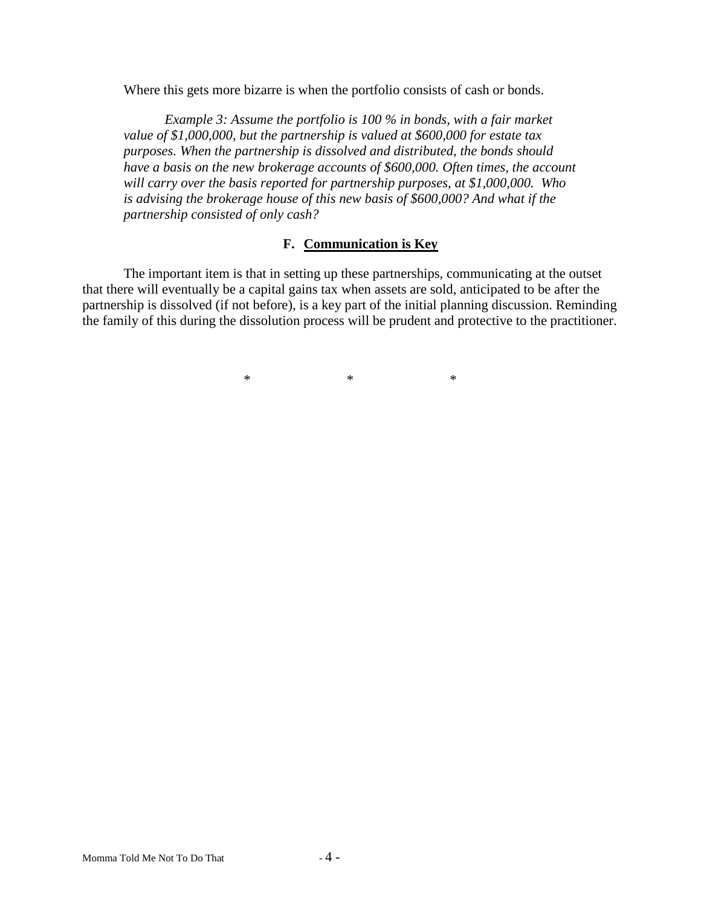Where this gets more bizarre is when the portfolio consists of cash or bonds.

> *Example 3: Assume the portfolio is 100 % in bonds, with a fair market value of $1,000,000, but the partnership is valued at $600,000 for estate tax purposes. When the partnership is dissolved and distributed, the bonds should have a basis on the new brokerage accounts of $600,000. Often times, the account will carry over the basis reported for partnership purposes, at $1,000,000. Who is advising the brokerage house of this new basis of $600,000? And what if the partnership consisted of only cash?*

### F. <u>Communication is Key</u>

The important item is that in setting up these partnerships, communicating at the outset that there will eventually be a capital gains tax when assets are sold, anticipated to be after the partnership is dissolved (if not before), is a key part of the initial planning discussion. Reminding the family of this during the dissolution process will be prudent and protective to the practitioner.

\* \* \*